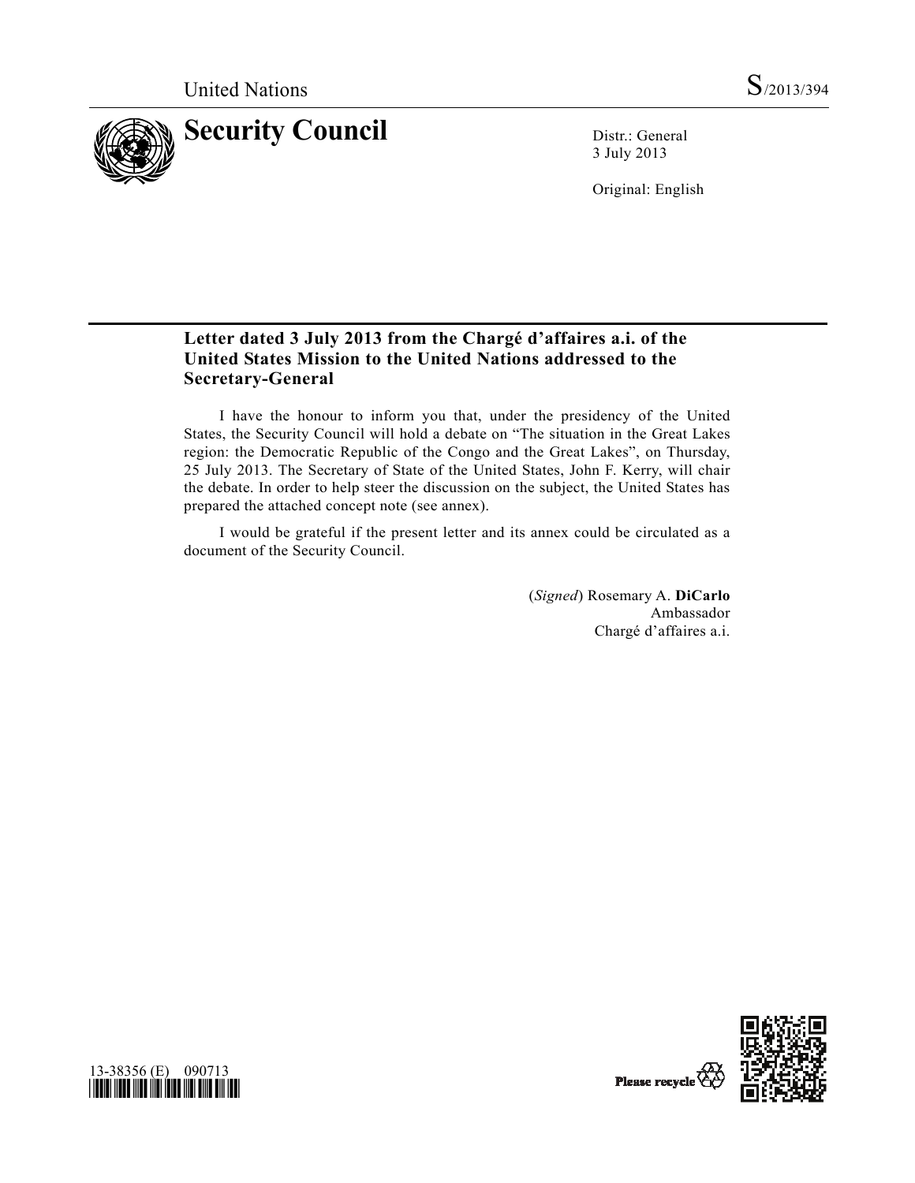United Nations S/2013/394

# Security Council

Distr.: General
3 July 2013

Original: English

## Letter dated 3 July 2013 from the Chargé d'affaires a.i. of the United States Mission to the United Nations addressed to the Secretary-General

I have the honour to inform you that, under the presidency of the United States, the Security Council will hold a debate on "The situation in the Great Lakes region: the Democratic Republic of the Congo and the Great Lakes", on Thursday, 25 July 2013. The Secretary of State of the United States, John F. Kerry, will chair the debate. In order to help steer the discussion on the subject, the United States has prepared the attached concept note (see annex).

I would be grateful if the present letter and its annex could be circulated as a document of the Security Council.

(*Signed*) Rosemary A. **DiCarlo**
Ambassador
Chargé d'affaires a.i.

13-38356 (E) 090713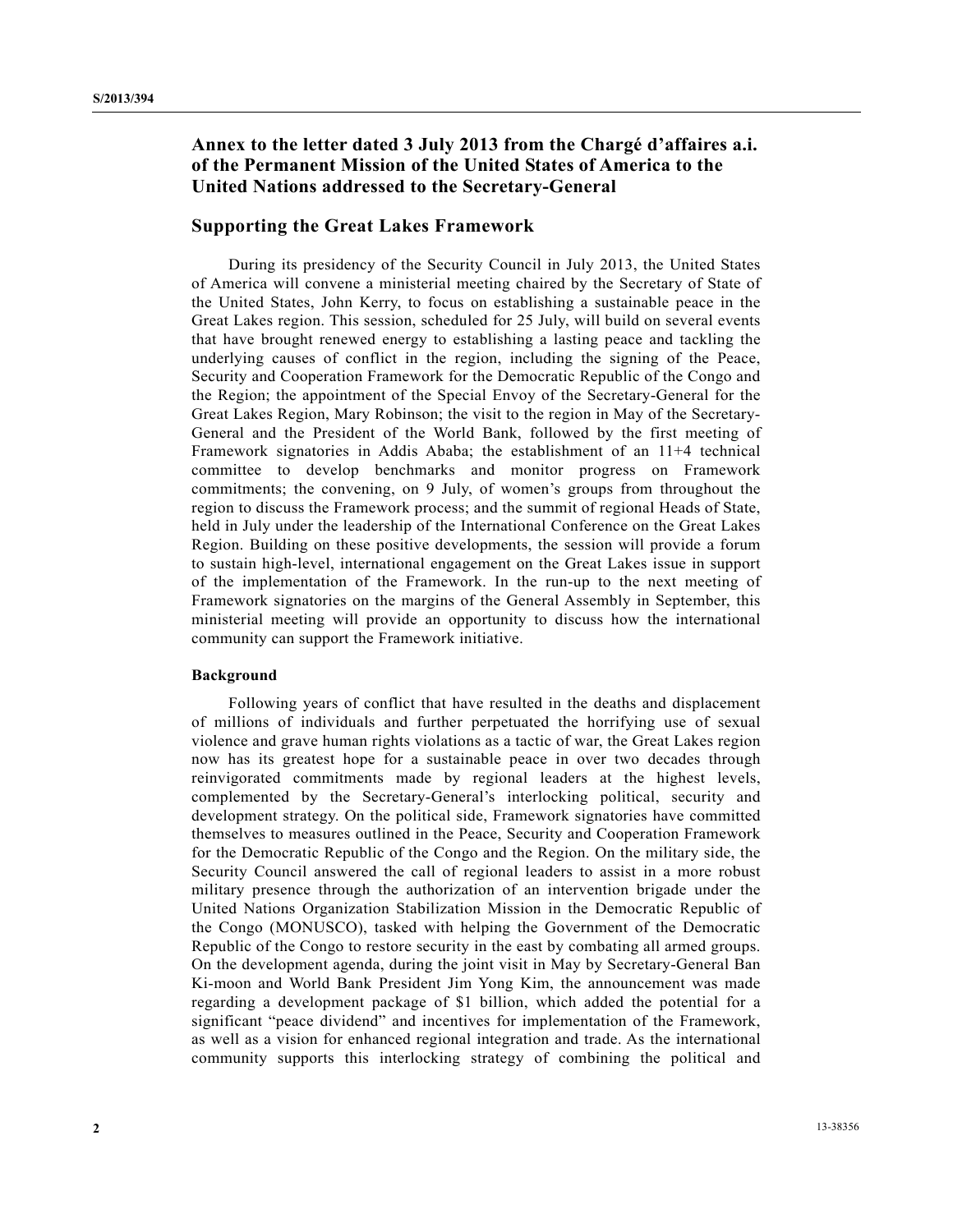## Annex to the letter dated 3 July 2013 from the Chargé d'affaires a.i. of the Permanent Mission of the United States of America to the United Nations addressed to the Secretary-General

## Supporting the Great Lakes Framework

During its presidency of the Security Council in July 2013, the United States of America will convene a ministerial meeting chaired by the Secretary of State of the United States, John Kerry, to focus on establishing a sustainable peace in the Great Lakes region. This session, scheduled for 25 July, will build on several events that have brought renewed energy to establishing a lasting peace and tackling the underlying causes of conflict in the region, including the signing of the Peace, Security and Cooperation Framework for the Democratic Republic of the Congo and the Region; the appointment of the Special Envoy of the Secretary-General for the Great Lakes Region, Mary Robinson; the visit to the region in May of the Secretary-General and the President of the World Bank, followed by the first meeting of Framework signatories in Addis Ababa; the establishment of an 11+4 technical committee to develop benchmarks and monitor progress on Framework commitments; the convening, on 9 July, of women's groups from throughout the region to discuss the Framework process; and the summit of regional Heads of State, held in July under the leadership of the International Conference on the Great Lakes Region. Building on these positive developments, the session will provide a forum to sustain high-level, international engagement on the Great Lakes issue in support of the implementation of the Framework. In the run-up to the next meeting of Framework signatories on the margins of the General Assembly in September, this ministerial meeting will provide an opportunity to discuss how the international community can support the Framework initiative.

**Background**

Following years of conflict that have resulted in the deaths and displacement of millions of individuals and further perpetuated the horrifying use of sexual violence and grave human rights violations as a tactic of war, the Great Lakes region now has its greatest hope for a sustainable peace in over two decades through reinvigorated commitments made by regional leaders at the highest levels, complemented by the Secretary-General's interlocking political, security and development strategy. On the political side, Framework signatories have committed themselves to measures outlined in the Peace, Security and Cooperation Framework for the Democratic Republic of the Congo and the Region. On the military side, the Security Council answered the call of regional leaders to assist in a more robust military presence through the authorization of an intervention brigade under the United Nations Organization Stabilization Mission in the Democratic Republic of the Congo (MONUSCO), tasked with helping the Government of the Democratic Republic of the Congo to restore security in the east by combating all armed groups. On the development agenda, during the joint visit in May by Secretary-General Ban Ki-moon and World Bank President Jim Yong Kim, the announcement was made regarding a development package of $1 billion, which added the potential for a significant "peace dividend" and incentives for implementation of the Framework, as well as a vision for enhanced regional integration and trade. As the international community supports this interlocking strategy of combining the political and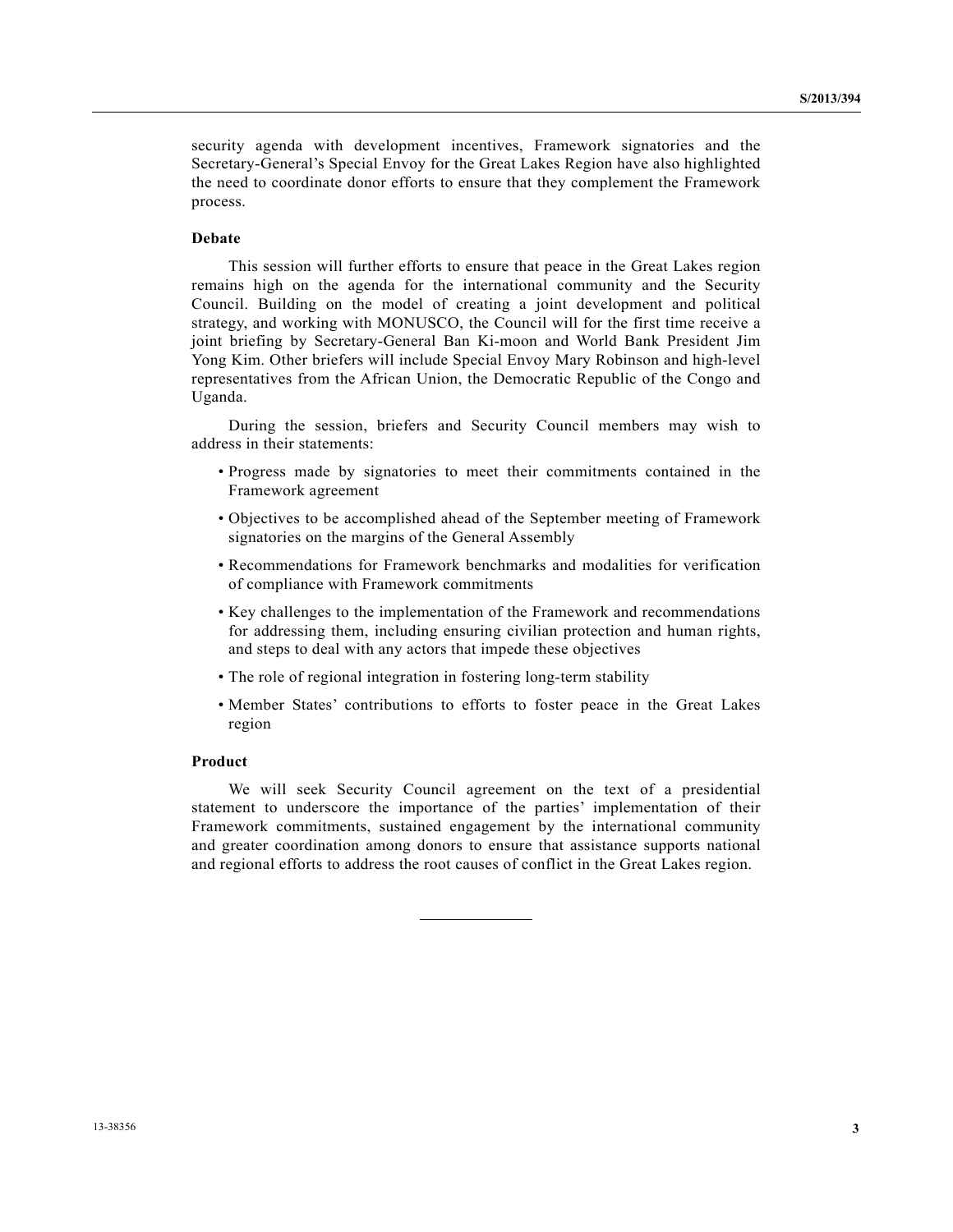security agenda with development incentives, Framework signatories and the Secretary-General's Special Envoy for the Great Lakes Region have also highlighted the need to coordinate donor efforts to ensure that they complement the Framework process.

**Debate**

This session will further efforts to ensure that peace in the Great Lakes region remains high on the agenda for the international community and the Security Council. Building on the model of creating a joint development and political strategy, and working with MONUSCO, the Council will for the first time receive a joint briefing by Secretary-General Ban Ki-moon and World Bank President Jim Yong Kim. Other briefers will include Special Envoy Mary Robinson and high-level representatives from the African Union, the Democratic Republic of the Congo and Uganda.

During the session, briefers and Security Council members may wish to address in their statements:

- Progress made by signatories to meet their commitments contained in the Framework agreement
- Objectives to be accomplished ahead of the September meeting of Framework signatories on the margins of the General Assembly
- Recommendations for Framework benchmarks and modalities for verification of compliance with Framework commitments
- Key challenges to the implementation of the Framework and recommendations for addressing them, including ensuring civilian protection and human rights, and steps to deal with any actors that impede these objectives
- The role of regional integration in fostering long-term stability
- Member States' contributions to efforts to foster peace in the Great Lakes region

**Product**

We will seek Security Council agreement on the text of a presidential statement to underscore the importance of the parties' implementation of their Framework commitments, sustained engagement by the international community and greater coordination among donors to ensure that assistance supports national and regional efforts to address the root causes of conflict in the Great Lakes region.